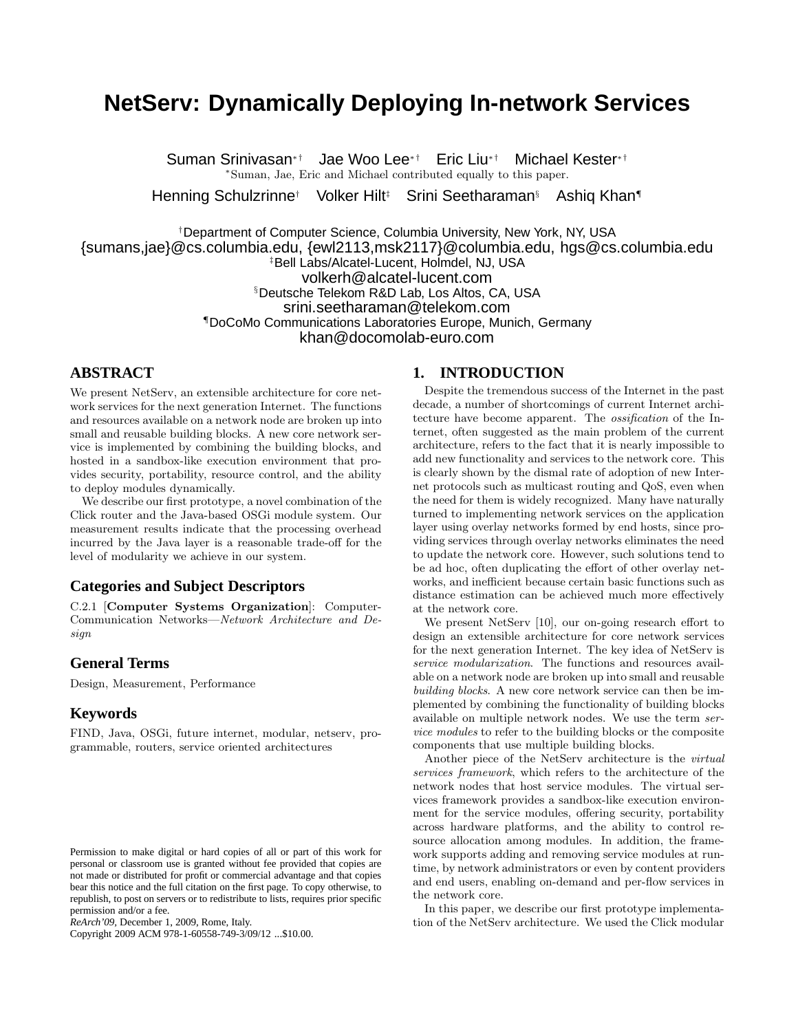# NetServ: Dynamically Deploying In-network Services

Suman Srinivasan[*†] Jae Woo Lee[*†] Eric Liu[*†] Michael Kester[*†]

[*]Suman, Jae, Eric and Michael contributed equally to this paper.

Henning Schulzrinne[†] Volker Hilt[‡] Srini Seetharaman[§] Ashiq Khan[¶]

[†]Department of Computer Science, Columbia University, New York, NY, USA
{sumans,jae}@cs.columbia.edu, {ewl2113,msk2117}@columbia.edu, hgs@cs.columbia.edu

[‡]Bell Labs/Alcatel-Lucent, Holmdel, NJ, USA
volkerh@alcatel-lucent.com

[§]Deutsche Telekom R&D Lab, Los Altos, CA, USA
srini.seetharaman@telekom.com

[¶]DoCoMo Communications Laboratories Europe, Munich, Germany
khan@docomolab-euro.com

## ABSTRACT

We present NetServ, an extensible architecture for core network services for the next generation Internet. The functions and resources available on a network node are broken up into small and reusable building blocks. A new core network service is implemented by combining the building blocks, and hosted in a sandbox-like execution environment that provides security, portability, resource control, and the ability to deploy modules dynamically.

We describe our first prototype, a novel combination of the Click router and the Java-based OSGi module system. Our measurement results indicate that the processing overhead incurred by the Java layer is a reasonable trade-off for the level of modularity we achieve in our system.

### Categories and Subject Descriptors

C.2.1 [**Computer Systems Organization**]: Computer-Communication Networks—*Network Architecture and Design*

### General Terms

Design, Measurement, Performance

### Keywords

FIND, Java, OSGi, future internet, modular, netserv, programmable, routers, service oriented architectures

Permission to make digital or hard copies of all or part of this work for personal or classroom use is granted without fee provided that copies are not made or distributed for profit or commercial advantage and that copies bear this notice and the full citation on the first page. To copy otherwise, to republish, to post on servers or to redistribute to lists, requires prior specific permission and/or a fee.
*ReArch'09*, December 1, 2009, Rome, Italy.
Copyright 2009 ACM 978-1-60558-749-3/09/12 ...$10.00.

## 1. INTRODUCTION

Despite the tremendous success of the Internet in the past decade, a number of shortcomings of current Internet architecture have become apparent. The *ossification* of the Internet, often suggested as the main problem of the current architecture, refers to the fact that it is nearly impossible to add new functionality and services to the network core. This is clearly shown by the dismal rate of adoption of new Internet protocols such as multicast routing and QoS, even when the need for them is widely recognized. Many have naturally turned to implementing network services on the application layer using overlay networks formed by end hosts, since providing services through overlay networks eliminates the need to update the network core. However, such solutions tend to be ad hoc, often duplicating the effort of other overlay networks, and inefficient because certain basic functions such as distance estimation can be achieved much more effectively at the network core.

We present NetServ [10], our on-going research effort to design an extensible architecture for core network services for the next generation Internet. The key idea of NetServ is *service modularization*. The functions and resources available on a network node are broken up into small and reusable *building blocks*. A new core network service can then be implemented by combining the functionality of building blocks available on multiple network nodes. We use the term *service modules* to refer to the building blocks or the composite components that use multiple building blocks.

Another piece of the NetServ architecture is the *virtual services framework*, which refers to the architecture of the network nodes that host service modules. The virtual services framework provides a sandbox-like execution environment for the service modules, offering security, portability across hardware platforms, and the ability to control resource allocation among modules. In addition, the framework supports adding and removing service modules at runtime, by network administrators or even by content providers and end users, enabling on-demand and per-flow services in the network core.

In this paper, we describe our first prototype implementation of the NetServ architecture. We used the Click modular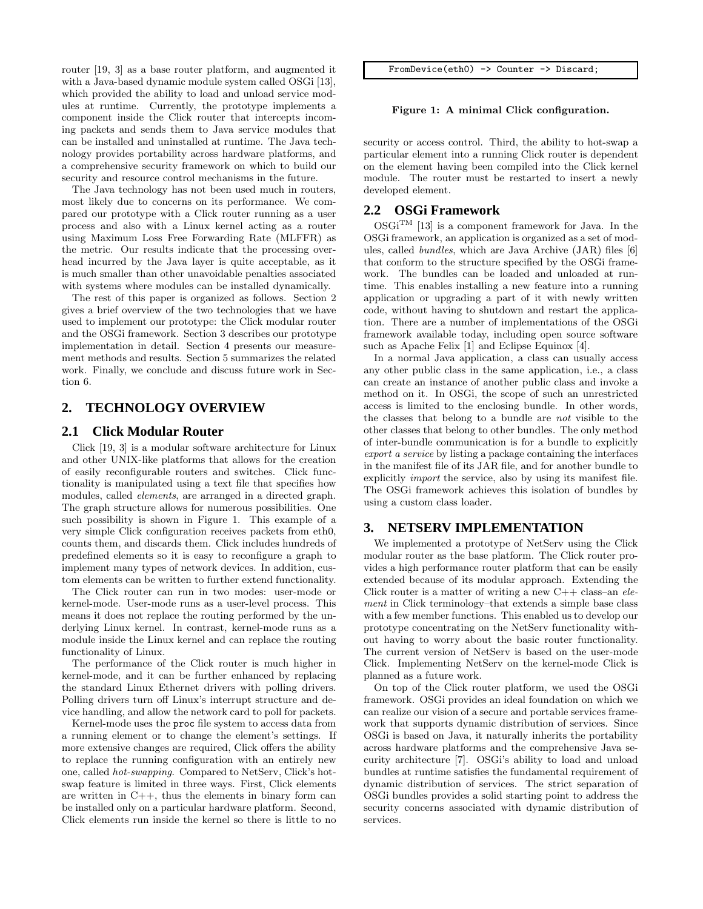router [19, 3] as a base router platform, and augmented it with a Java-based dynamic module system called OSGi [13], which provided the ability to load and unload service modules at runtime. Currently, the prototype implements a component inside the Click router that intercepts incoming packets and sends them to Java service modules that can be installed and uninstalled at runtime. The Java technology provides portability across hardware platforms, and a comprehensive security framework on which to build our security and resource control mechanisms in the future.

The Java technology has not been used much in routers, most likely due to concerns on its performance. We compared our prototype with a Click router running as a user process and also with a Linux kernel acting as a router using Maximum Loss Free Forwarding Rate (MLFFR) as the metric. Our results indicate that the processing overhead incurred by the Java layer is quite acceptable, as it is much smaller than other unavoidable penalties associated with systems where modules can be installed dynamically.

The rest of this paper is organized as follows. Section 2 gives a brief overview of the two technologies that we have used to implement our prototype: the Click modular router and the OSGi framework. Section 3 describes our prototype implementation in detail. Section 4 presents our measurement methods and results. Section 5 summarizes the related work. Finally, we conclude and discuss future work in Section 6.

## 2. TECHNOLOGY OVERVIEW

### 2.1 Click Modular Router

Click [19, 3] is a modular software architecture for Linux and other UNIX-like platforms that allows for the creation of easily reconfigurable routers and switches. Click functionality is manipulated using a text file that specifies how modules, called *elements*, are arranged in a directed graph. The graph structure allows for numerous possibilities. One such possibility is shown in Figure 1. This example of a very simple Click configuration receives packets from eth0, counts them, and discards them. Click includes hundreds of predefined elements so it is easy to reconfigure a graph to implement many types of network devices. In addition, custom elements can be written to further extend functionality.

```
FromDevice(eth0) -> Counter -> Discard;
```

**Figure 1: A minimal Click configuration.**

The Click router can run in two modes: user-mode or kernel-mode. User-mode runs as a user-level process. This means it does not replace the routing performed by the underlying Linux kernel. In contrast, kernel-mode runs as a module inside the Linux kernel and can replace the routing functionality of Linux.

The performance of the Click router is much higher in kernel-mode, and it can be further enhanced by replacing the standard Linux Ethernet drivers with polling drivers. Polling drivers turn off Linux's interrupt structure and device handling, and allow the network card to poll for packets.

Kernel-mode uses the `proc` file system to access data from a running element or to change the element's settings. If more extensive changes are required, Click offers the ability to replace the running configuration with an entirely new one, called *hot-swapping*. Compared to NetServ, Click's hot-swap feature is limited in three ways. First, Click elements are written in C++, thus the elements in binary form can be installed only on a particular hardware platform. Second, Click elements run inside the kernel so there is little to no security or access control. Third, the ability to hot-swap a particular element into a running Click router is dependent on the element having been compiled into the Click kernel module. The router must be restarted to insert a newly developed element.

### 2.2 OSGi Framework

OSGi™ [13] is a component framework for Java. In the OSGi framework, an application is organized as a set of modules, called *bundles*, which are Java Archive (JAR) files [6] that conform to the structure specified by the OSGi framework. The bundles can be loaded and unloaded at runtime. This enables installing a new feature into a running application or upgrading a part of it with newly written code, without having to shutdown and restart the application. There are a number of implementations of the OSGi framework available today, including open source software such as Apache Felix [1] and Eclipse Equinox [4].

In a normal Java application, a class can usually access any other public class in the same application, i.e., a class can create an instance of another public class and invoke a method on it. In OSGi, the scope of such an unrestricted access is limited to the enclosing bundle. In other words, the classes that belong to a bundle are *not* visible to the other classes that belong to other bundles. The only method of inter-bundle communication is for a bundle to explicitly *export a service* by listing a package containing the interfaces in the manifest file of its JAR file, and for another bundle to explicitly *import* the service, also by using its manifest file. The OSGi framework achieves this isolation of bundles by using a custom class loader.

## 3. NETSERV IMPLEMENTATION

We implemented a prototype of NetServ using the Click modular router as the base platform. The Click router provides a high performance router platform that can be easily extended because of its modular approach. Extending the Click router is a matter of writing a new C++ class–an *element* in Click terminology–that extends a simple base class with a few member functions. This enabled us to develop our prototype concentrating on the NetServ functionality without having to worry about the basic router functionality. The current version of NetServ is based on the user-mode Click. Implementing NetServ on the kernel-mode Click is planned as a future work.

On top of the Click router platform, we used the OSGi framework. OSGi provides an ideal foundation on which we can realize our vision of a secure and portable services framework that supports dynamic distribution of services. Since OSGi is based on Java, it naturally inherits the portability across hardware platforms and the comprehensive Java security architecture [7]. OSGi's ability to load and unload bundles at runtime satisfies the fundamental requirement of dynamic distribution of services. The strict separation of OSGi bundles provides a solid starting point to address the security concerns associated with dynamic distribution of services.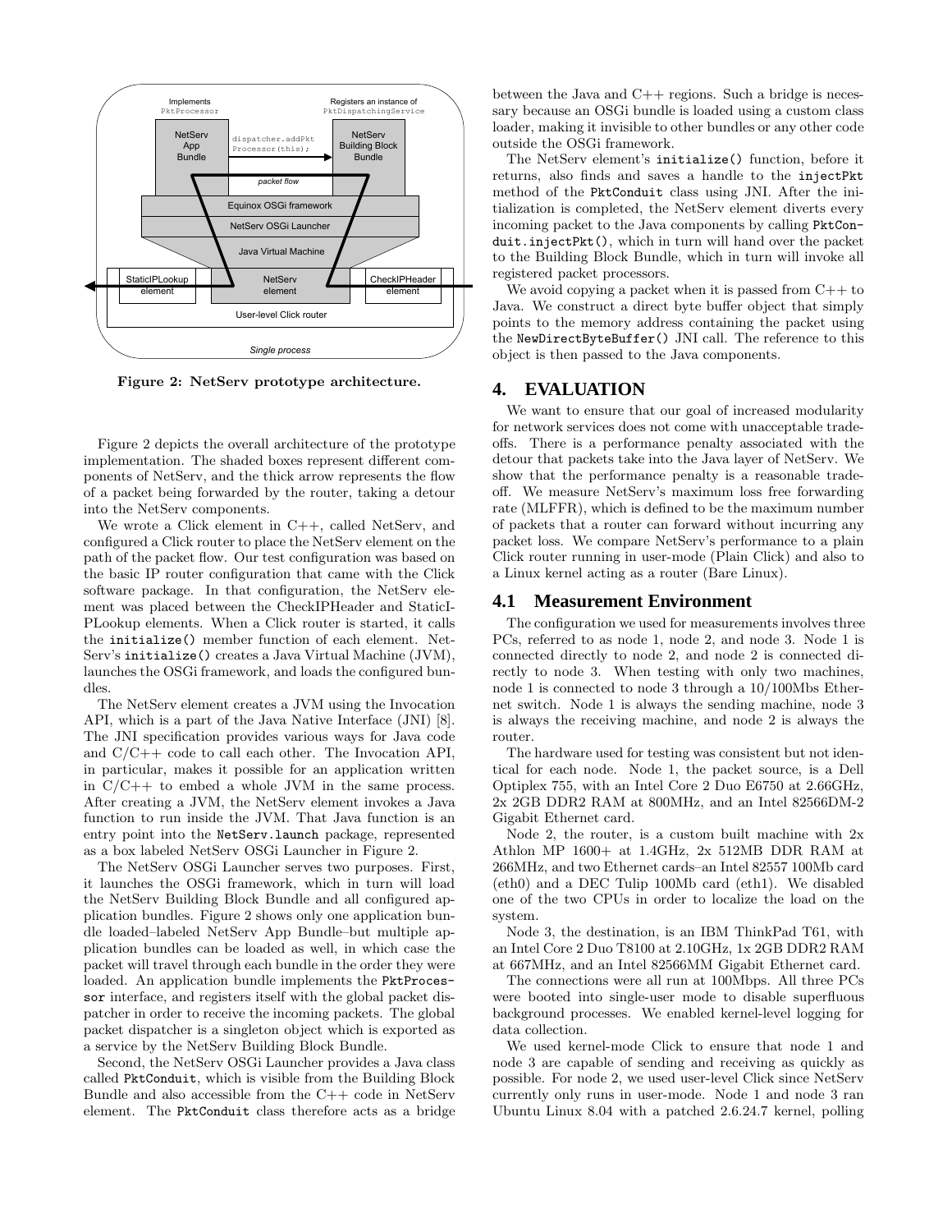Figure 2: NetServ prototype architecture.

Figure 2 depicts the overall architecture of the prototype implementation. The shaded boxes represent different components of NetServ, and the thick arrow represents the flow of a packet being forwarded by the router, taking a detour into the NetServ components.

We wrote a Click element in C++, called NetServ, and configured a Click router to place the NetServ element on the path of the packet flow. Our test configuration was based on the basic IP router configuration that came with the Click software package. In that configuration, the NetServ element was placed between the CheckIPHeader and StaticIPLookup elements. When a Click router is started, it calls the `initialize()` member function of each element. NetServ's `initialize()` creates a Java Virtual Machine (JVM), launches the OSGi framework, and loads the configured bundles.

The NetServ element creates a JVM using the Invocation API, which is a part of the Java Native Interface (JNI) [8]. The JNI specification provides various ways for Java code and C/C++ code to call each other. The Invocation API, in particular, makes it possible for an application written in C/C++ to embed a whole JVM in the same process. After creating a JVM, the NetServ element invokes a Java function to run inside the JVM. That Java function is an entry point into the `NetServ.launch` package, represented as a box labeled NetServ OSGi Launcher in Figure 2.

The NetServ OSGi Launcher serves two purposes. First, it launches the OSGi framework, which in turn will load the NetServ Building Block Bundle and all configured application bundles. Figure 2 shows only one application bundle loaded–labeled NetServ App Bundle–but multiple application bundles can be loaded as well, in which case the packet will travel through each bundle in the order they were loaded. An application bundle implements the `PktProcessor` interface, and registers itself with the global packet dispatcher in order to receive the incoming packets. The global packet dispatcher is a singleton object which is exported as a service by the NetServ Building Block Bundle.

Second, the NetServ OSGi Launcher provides a Java class called `PktConduit`, which is visible from the Building Block Bundle and also accessible from the C++ code in NetServ element. The `PktConduit` class therefore acts as a bridge between the Java and C++ regions. Such a bridge is necessary because an OSGi bundle is loaded using a custom class loader, making it invisible to other bundles or any other code outside the OSGi framework.

The NetServ element's `initialize()` function, before it returns, also finds and saves a handle to the `injectPkt` method of the `PktConduit` class using JNI. After the initialization is completed, the NetServ element diverts every incoming packet to the Java components by calling `PktConduit.injectPkt()`, which in turn will hand over the packet to the Building Block Bundle, which in turn will invoke all registered packet processors.

We avoid copying a packet when it is passed from C++ to Java. We construct a direct byte buffer object that simply points to the memory address containing the packet using the `NewDirectByteBuffer()` JNI call. The reference to this object is then passed to the Java components.

# 4. EVALUATION

We want to ensure that our goal of increased modularity for network services does not come with unacceptable tradeoffs. There is a performance penalty associated with the detour that packets take into the Java layer of NetServ. We show that the performance penalty is a reasonable tradeoff. We measure NetServ's maximum loss free forwarding rate (MLFFR), which is defined to be the maximum number of packets that a router can forward without incurring any packet loss. We compare NetServ's performance to a plain Click router running in user-mode (Plain Click) and also to a Linux kernel acting as a router (Bare Linux).

## 4.1 Measurement Environment

The configuration we used for measurements involves three PCs, referred to as node 1, node 2, and node 3. Node 1 is connected directly to node 2, and node 2 is connected directly to node 3. When testing with only two machines, node 1 is connected to node 3 through a 10/100Mbs Ethernet switch. Node 1 is always the sending machine, node 3 is always the receiving machine, and node 2 is always the router.

The hardware used for testing was consistent but not identical for each node. Node 1, the packet source, is a Dell Optiplex 755, with an Intel Core 2 Duo E6750 at 2.66GHz, 2x 2GB DDR2 RAM at 800MHz, and an Intel 82566DM-2 Gigabit Ethernet card.

Node 2, the router, is a custom built machine with 2x Athlon MP 1600+ at 1.4GHz, 2x 512MB DDR RAM at 266MHz, and two Ethernet cards–an Intel 82557 100Mb card (eth0) and a DEC Tulip 100Mb card (eth1). We disabled one of the two CPUs in order to localize the load on the system.

Node 3, the destination, is an IBM ThinkPad T61, with an Intel Core 2 Duo T8100 at 2.10GHz, 1x 2GB DDR2 RAM at 667MHz, and an Intel 82566MM Gigabit Ethernet card.

The connections were all run at 100Mbps. All three PCs were booted into single-user mode to disable superfluous background processes. We enabled kernel-level logging for data collection.

We used kernel-mode Click to ensure that node 1 and node 3 are capable of sending and receiving as quickly as possible. For node 2, we used user-level Click since NetServ currently only runs in user-mode. Node 1 and node 3 ran Ubuntu Linux 8.04 with a patched 2.6.24.7 kernel, polling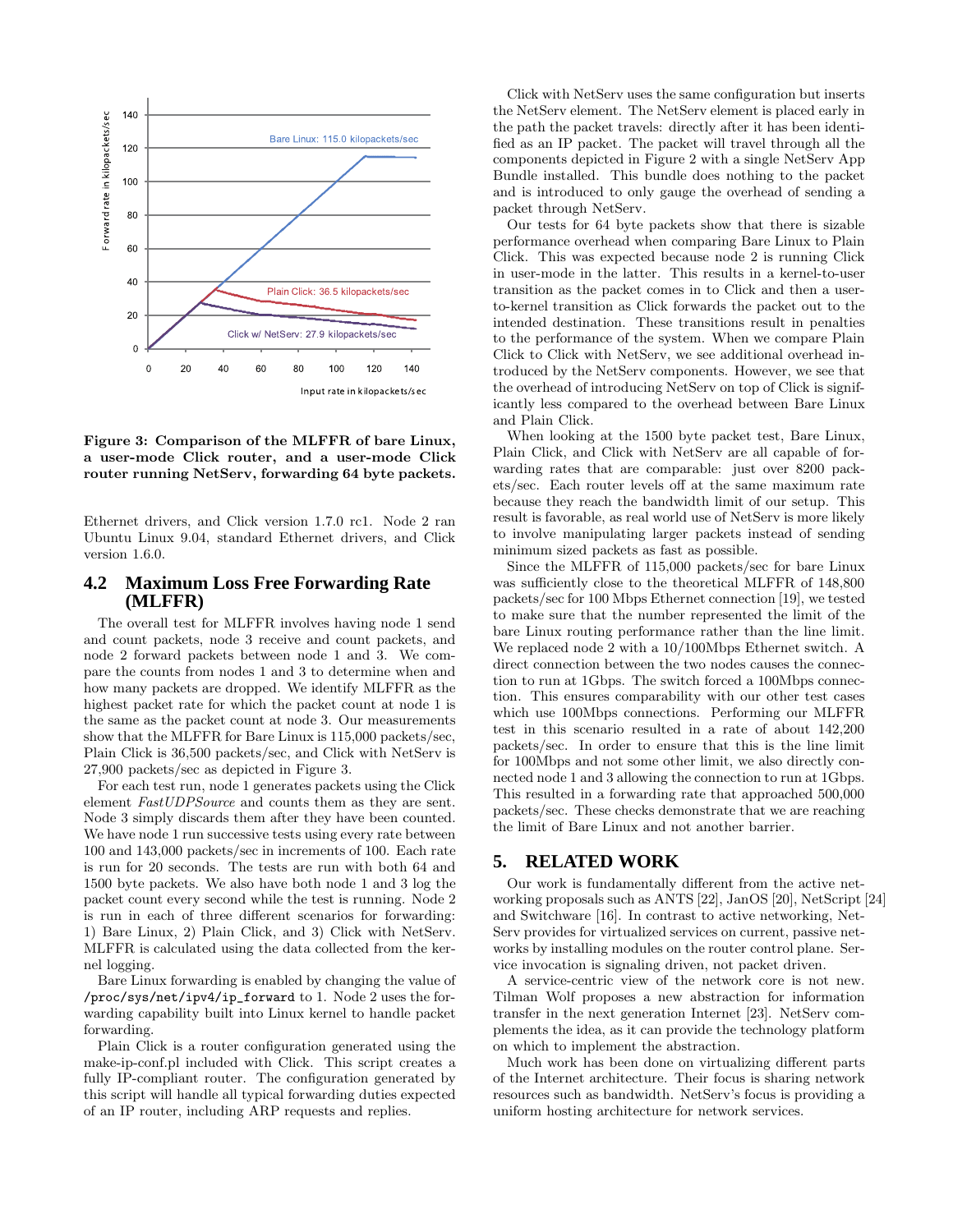**Figure 3: Comparison of the MLFFR of bare Linux, a user-mode Click router, and a user-mode Click router running NetServ, forwarding 64 byte packets.**

Ethernet drivers, and Click version 1.7.0 rc1. Node 2 ran Ubuntu Linux 9.04, standard Ethernet drivers, and Click version 1.6.0.

## 4.2 Maximum Loss Free Forwarding Rate (MLFFR)

The overall test for MLFFR involves having node 1 send and count packets, node 3 receive and count packets, and node 2 forward packets between node 1 and 3. We compare the counts from nodes 1 and 3 to determine when and how many packets are dropped. We identify MLFFR as the highest packet rate for which the packet count at node 1 is the same as the packet count at node 3. Our measurements show that the MLFFR for Bare Linux is 115,000 packets/sec, Plain Click is 36,500 packets/sec, and Click with NetServ is 27,900 packets/sec as depicted in Figure 3.

For each test run, node 1 generates packets using the Click element *FastUDPSource* and counts them as they are sent. Node 3 simply discards them after they have been counted. We have node 1 run successive tests using every rate between 100 and 143,000 packets/sec in increments of 100. Each rate is run for 20 seconds. The tests are run with both 64 and 1500 byte packets. We also have both node 1 and 3 log the packet count every second while the test is running. Node 2 is run in each of three different scenarios for forwarding: 1) Bare Linux, 2) Plain Click, and 3) Click with NetServ. MLFFR is calculated using the data collected from the kernel logging.

Bare Linux forwarding is enabled by changing the value of `/proc/sys/net/ipv4/ip_forward` to 1. Node 2 uses the forwarding capability built into Linux kernel to handle packet forwarding.

Plain Click is a router configuration generated using the make-ip-conf.pl included with Click. This script creates a fully IP-compliant router. The configuration generated by this script will handle all typical forwarding duties expected of an IP router, including ARP requests and replies.

Click with NetServ uses the same configuration but inserts the NetServ element. The NetServ element is placed early in the path the packet travels: directly after it has been identified as an IP packet. The packet will travel through all the components depicted in Figure 2 with a single NetServ App Bundle installed. This bundle does nothing to the packet and is introduced to only gauge the overhead of sending a packet through NetServ.

Our tests for 64 byte packets show that there is sizable performance overhead when comparing Bare Linux to Plain Click. This was expected because node 2 is running Click in user-mode in the latter. This results in a kernel-to-user transition as the packet comes in to Click and then a user-to-kernel transition as Click forwards the packet out to the intended destination. These transitions result in penalties to the performance of the system. When we compare Plain Click to Click with NetServ, we see additional overhead introduced by the NetServ components. However, we see that the overhead of introducing NetServ on top of Click is significantly less compared to the overhead between Bare Linux and Plain Click.

When looking at the 1500 byte packet test, Bare Linux, Plain Click, and Click with NetServ are all capable of forwarding rates that are comparable: just over 8200 packets/sec. Each router levels off at the same maximum rate because they reach the bandwidth limit of our setup. This result is favorable, as real world use of NetServ is more likely to involve manipulating larger packets instead of sending minimum sized packets as fast as possible.

Since the MLFFR of 115,000 packets/sec for bare Linux was sufficiently close to the theoretical MLFFR of 148,800 packets/sec for 100 Mbps Ethernet connection [19], we tested to make sure that the number represented the limit of the bare Linux routing performance rather than the line limit. We replaced node 2 with a 10/100Mbps Ethernet switch. A direct connection between the two nodes causes the connection to run at 1Gbps. The switch forced a 100Mbps connection. This ensures comparability with our other test cases which use 100Mbps connections. Performing our MLFFR test in this scenario resulted in a rate of about 142,200 packets/sec. In order to ensure that this is the line limit for 100Mbps and not some other limit, we also directly connected node 1 and 3 allowing the connection to run at 1Gbps. This resulted in a forwarding rate that approached 500,000 packets/sec. These checks demonstrate that we are reaching the limit of Bare Linux and not another barrier.

# 5. RELATED WORK

Our work is fundamentally different from the active networking proposals such as ANTS [22], JanOS [20], NetScript [24] and Switchware [16]. In contrast to active networking, NetServ provides for virtualized services on current, passive networks by installing modules on the router control plane. Service invocation is signaling driven, not packet driven.

A service-centric view of the network core is not new. Tilman Wolf proposes a new abstraction for information transfer in the next generation Internet [23]. NetServ complements the idea, as it can provide the technology platform on which to implement the abstraction.

Much work has been done on virtualizing different parts of the Internet architecture. Their focus is sharing network resources such as bandwidth. NetServ's focus is providing a uniform hosting architecture for network services.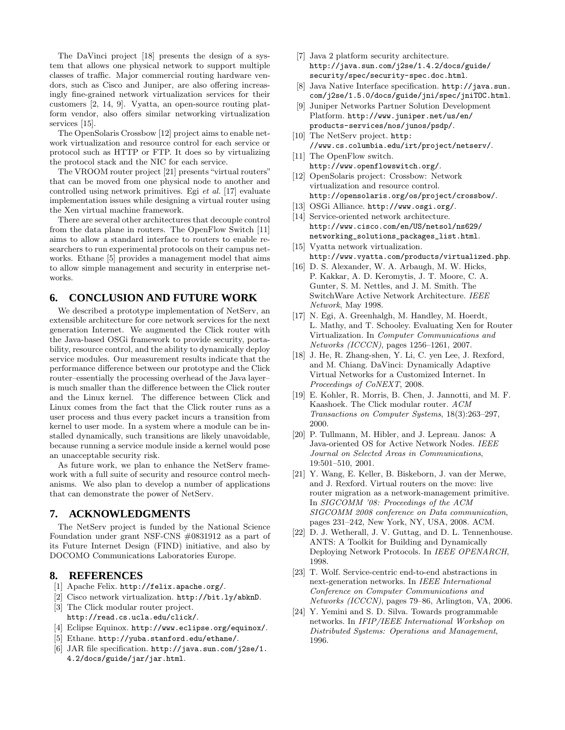The DaVinci project [18] presents the design of a system that allows one physical network to support multiple classes of traffic. Major commercial routing hardware vendors, such as Cisco and Juniper, are also offering increasingly fine-grained network virtualization services for their customers [2, 14, 9]. Vyatta, an open-source routing platform vendor, also offers similar networking virtualization services [15].

The OpenSolaris Crossbow [12] project aims to enable network virtualization and resource control for each service or protocol such as HTTP or FTP. It does so by virtualizing the protocol stack and the NIC for each service.

The VROOM router project [21] presents "virtual routers" that can be moved from one physical node to another and controlled using network primitives. Egi *et al.* [17] evaluate implementation issues while designing a virtual router using the Xen virtual machine framework.

There are several other architectures that decouple control from the data plane in routers. The OpenFlow Switch [11] aims to allow a standard interface to routers to enable researchers to run experimental protocols on their campus networks. Ethane [5] provides a management model that aims to allow simple management and security in enterprise networks.

## 6. CONCLUSION AND FUTURE WORK

We described a prototype implementation of NetServ, an extensible architecture for core network services for the next generation Internet. We augmented the Click router with the Java-based OSGi framework to provide security, portability, resource control, and the ability to dynamically deploy service modules. Our measurement results indicate that the performance difference between our prototype and the Click router–essentially the processing overhead of the Java layer–is much smaller than the difference between the Click router and the Linux kernel. The difference between Click and Linux comes from the fact that the Click router runs as a user process and thus every packet incurs a transition from kernel to user mode. In a system where a module can be installed dynamically, such transitions are likely unavoidable, because running a service module inside a kernel would pose an unacceptable security risk.

As future work, we plan to enhance the NetServ framework with a full suite of security and resource control mechanisms. We also plan to develop a number of applications that can demonstrate the power of NetServ.

## 7. ACKNOWLEDGMENTS

The NetServ project is funded by the National Science Foundation under grant NSF-CNS #0831912 as a part of its Future Internet Design (FIND) initiative, and also by DOCOMO Communications Laboratories Europe.

## 8. REFERENCES

[1] Apache Felix. http://felix.apache.org/.

[2] Cisco network virtualization. http://bit.ly/abknD.

[3] The Click modular router project. http://read.cs.ucla.edu/click/.

[4] Eclipse Equinox. http://www.eclipse.org/equinox/.

[5] Ethane. http://yuba.stanford.edu/ethane/.

[6] JAR file specification. http://java.sun.com/j2se/1.4.2/docs/guide/jar/jar.html.

[7] Java 2 platform security architecture. http://java.sun.com/j2se/1.4.2/docs/guide/security/spec/security-spec.doc.html.

[8] Java Native Interface specification. http://java.sun.com/j2se/1.5.0/docs/guide/jni/spec/jniTOC.html.

[9] Juniper Networks Partner Solution Development Platform. http://www.juniper.net/us/en/products-services/nos/junos/psdp/.

[10] The NetServ project. http://www.cs.columbia.edu/irt/project/netserv/.

[11] The OpenFlow switch. http://www.openflowswitch.org/.

[12] OpenSolaris project: Crossbow: Network virtualization and resource control. http://opensolaris.org/os/project/crossbow/.

[13] OSGi Alliance. http://www.osgi.org/.

[14] Service-oriented network architecture. http://www.cisco.com/en/US/netsol/ns629/networking_solutions_packages_list.html.

[15] Vyatta network virtualization. http://www.vyatta.com/products/virtualized.php.

[16] D. S. Alexander, W. A. Arbaugh, M. W. Hicks, P. Kakkar, A. D. Keromytis, J. T. Moore, C. A. Gunter, S. M. Nettles, and J. M. Smith. The SwitchWare Active Network Architecture. *IEEE Network*, May 1998.

[17] N. Egi, A. Greenhalgh, M. Handley, M. Hoerdt, L. Mathy, and T. Schooley. Evaluating Xen for Router Virtualization. In *Computer Communications and Networks (ICCCN)*, pages 1256–1261, 2007.

[18] J. He, R. Zhang-shen, Y. Li, C. yen Lee, J. Rexford, and M. Chiang. DaVinci: Dynamically Adaptive Virtual Networks for a Customized Internet. In *Proceedings of CoNEXT*, 2008.

[19] E. Kohler, R. Morris, B. Chen, J. Jannotti, and M. F. Kaashoek. The Click modular router. *ACM Transactions on Computer Systems*, 18(3):263–297, 2000.

[20] P. Tullmann, M. Hibler, and J. Lepreau. Janos: A Java-oriented OS for Active Network Nodes. *IEEE Journal on Selected Areas in Communications*, 19:501–510, 2001.

[21] Y. Wang, E. Keller, B. Biskeborn, J. van der Merwe, and J. Rexford. Virtual routers on the move: live router migration as a network-management primitive. In *SIGCOMM '08: Proceedings of the ACM SIGCOMM 2008 conference on Data communication*, pages 231–242, New York, NY, USA, 2008. ACM.

[22] D. J. Wetherall, J. V. Guttag, and D. L. Tennenhouse. ANTS: A Toolkit for Building and Dynamically Deploying Network Protocols. In *IEEE OPENARCH*, 1998.

[23] T. Wolf. Service-centric end-to-end abstractions in next-generation networks. In *IEEE International Conference on Computer Communications and Networks (ICCCN)*, pages 79–86, Arlington, VA, 2006.

[24] Y. Yemini and S. D. Silva. Towards programmable networks. In *IFIP/IEEE International Workshop on Distributed Systems: Operations and Management*, 1996.